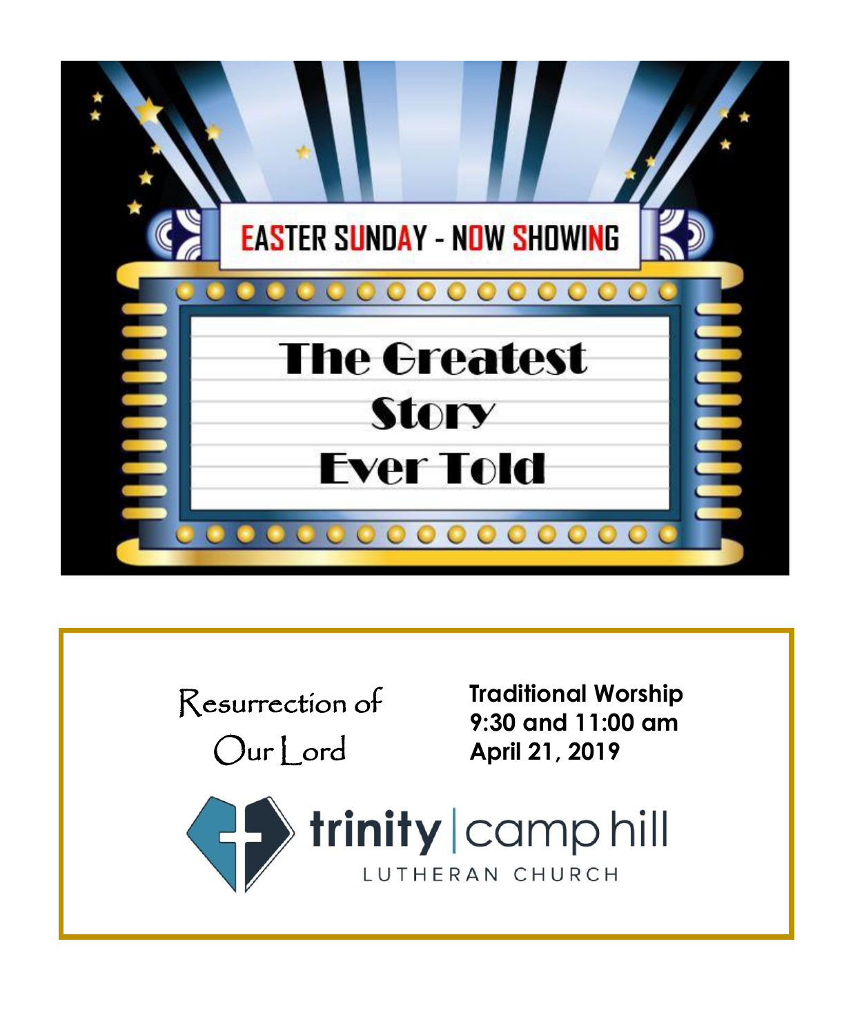EASTER SUNDAY - NOW SHOWING

# The Greatest Story Ever Told

Resurrection of Our Lord

**Traditional Worship**
**9:30 and 11:00 am**
**April 21, 2019**

trinity | camp hill
LUTHERAN CHURCH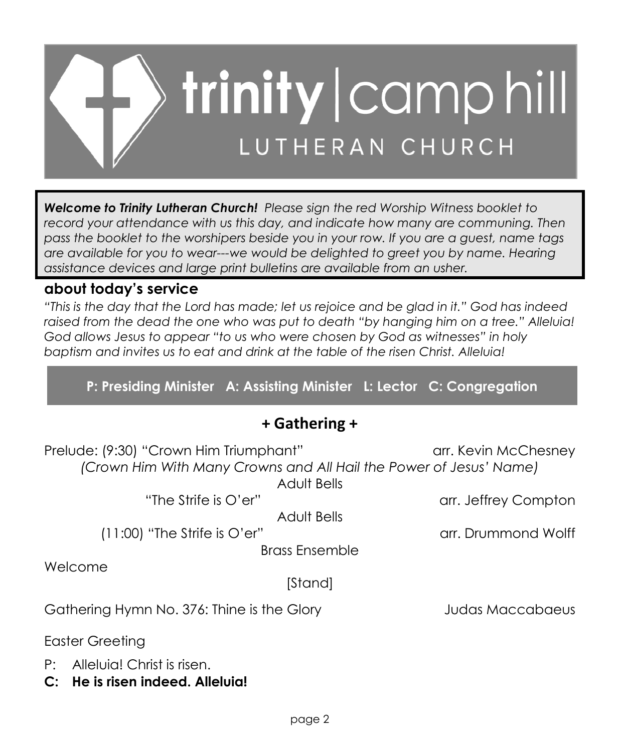# trinity | camp hill
## LUTHERAN CHURCH

***Welcome to Trinity Lutheran Church!*** *Please sign the red Worship Witness booklet to record your attendance with us this day, and indicate how many are communing. Then pass the booklet to the worshipers beside you in your row. If you are a guest, name tags are available for you to wear---we would be delighted to greet you by name. Hearing assistance devices and large print bulletins are available from an usher.*

### about today's service

*"This is the day that the Lord has made; let us rejoice and be glad in it." God has indeed raised from the dead the one who was put to death "by hanging him on a tree." Alleluia! God allows Jesus to appear "to us who were chosen by God as witnesses" in holy baptism and invites us to eat and drink at the table of the risen Christ. Alleluia!*

**P: Presiding Minister A: Assisting Minister L: Lector C: Congregation**

## + Gathering +

Prelude: (9:30) "Crown Him Triumphant" arr. Kevin McChesney
*(Crown Him With Many Crowns and All Hail the Power of Jesus' Name)*
Adult Bells

"The Strife is O'er" arr. Jeffrey Compton
Adult Bells

(11:00) "The Strife is O'er" arr. Drummond Wolff
Brass Ensemble

Welcome

[Stand]

Gathering Hymn No. 376: Thine is the Glory Judas Maccabaeus

Easter Greeting

P: Alleluia! Christ is risen.
**C: He is risen indeed. Alleluia!**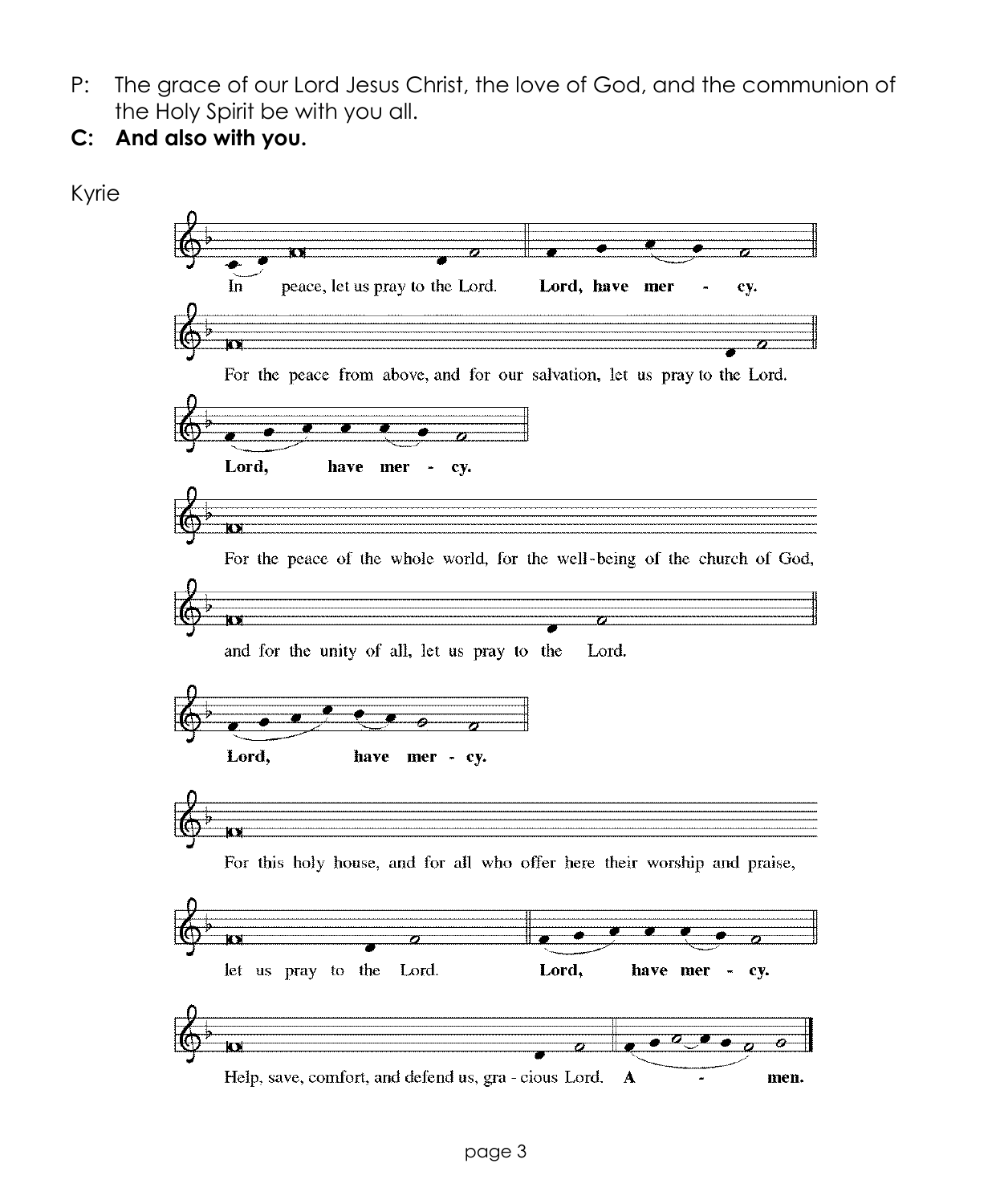P: The grace of our Lord Jesus Christ, the love of God, and the communion of the Holy Spirit be with you all.

**C: And also with you.**

Kyrie

In peace, let us pray to the Lord. **Lord, have mer - cy.**

For the peace from above, and for our salvation, let us pray to the Lord.

**Lord, have mer - cy.**

For the peace of the whole world, for the well-being of the church of God,

and for the unity of all, let us pray to the Lord.

**Lord, have mer - cy.**

For this holy house, and for all who offer here their worship and praise,

let us pray to the Lord. **Lord, have mer - cy.**

Help, save, comfort, and defend us, gra - cious Lord. **A - men.**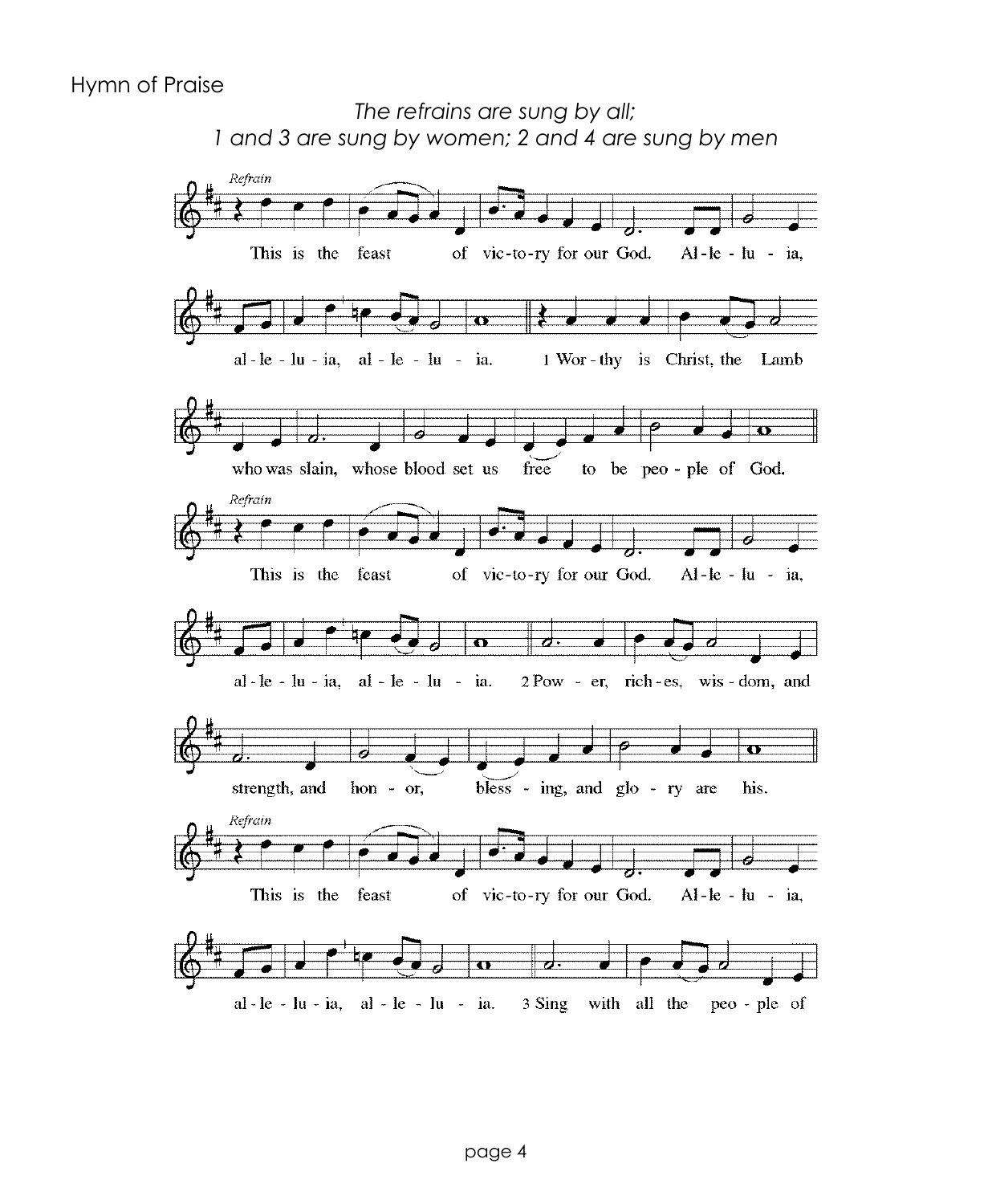Hymn of Praise

*The refrains are sung by all;*
*1 and 3 are sung by women; 2 and 4 are sung by men*

*Refrain*

This is the feast of vic-to-ry for our God. Al-le-lu-ia, al-le-lu-ia, al-le-lu-ia.

1 Wor-thy is Christ, the Lamb who was slain, whose blood set us free to be peo-ple of God.

*Refrain*

This is the feast of vic-to-ry for our God. Al-le-lu-ia, al-le-lu-ia, al-le-lu-ia.

2 Pow-er, rich-es, wis-dom, and strength, and hon-or, bless-ing, and glo-ry are his.

*Refrain*

This is the feast of vic-to-ry for our God. Al-le-lu-ia, al-le-lu-ia, al-le-lu-ia.

3 Sing with all the peo-ple of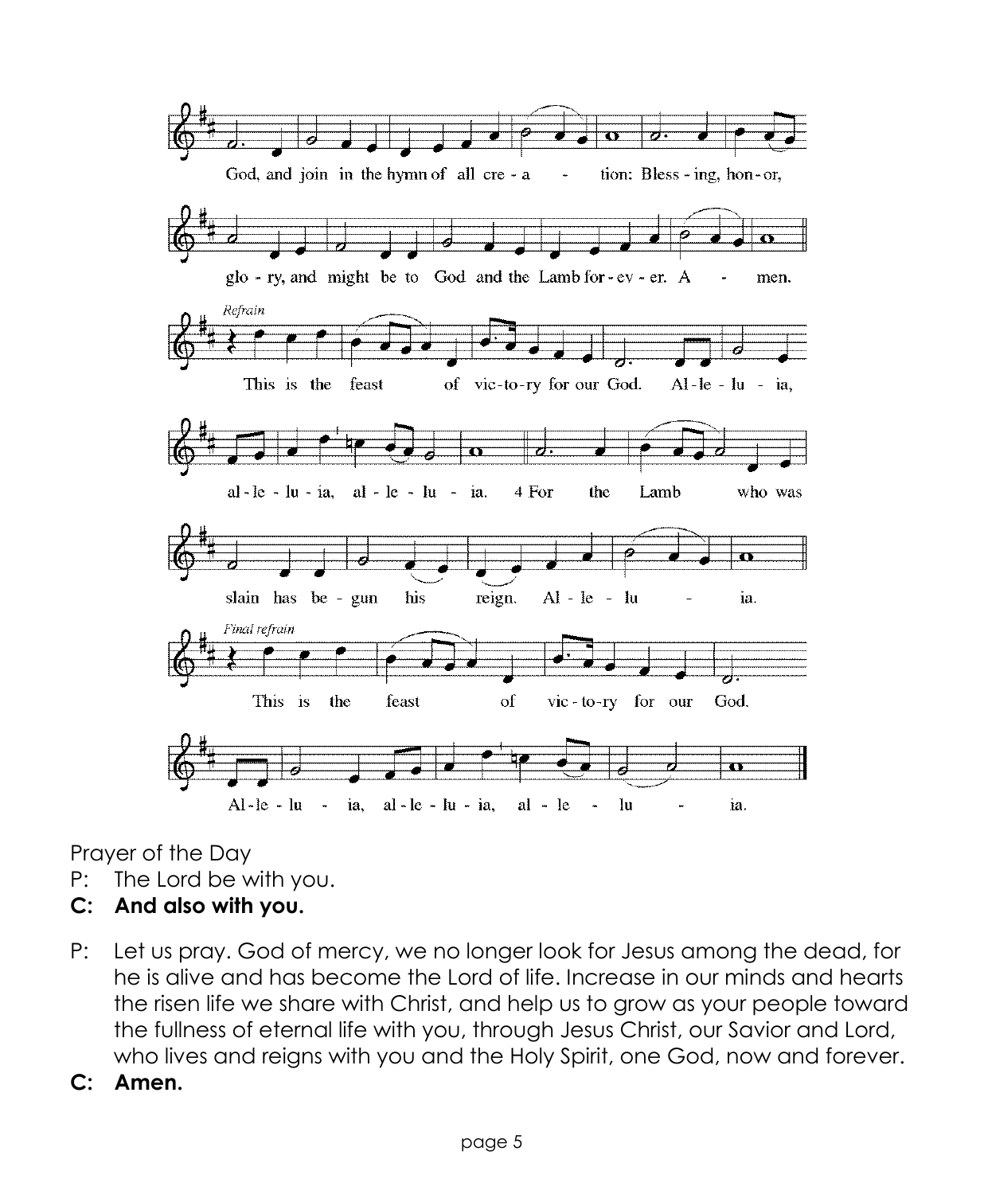God, and join in the hymn of all cre - a - tion: Bless - ing, hon - or,

glo - ry, and might be to God and the Lamb for - ev - er. A - men.

*Refrain*

This is the feast of vic - to - ry for our God. Al - le - lu - ia,

al - le - lu - ia, al - le - lu - ia. 4 For the Lamb who was

slain has be - gun his reign. Al - le - lu - ia.

*Final refrain*

This is the feast of vic - to - ry for our God.

Al - le - lu - ia, al - le - lu - ia, al - le - lu - ia.

Prayer of the Day

P: The Lord be with you.

**C: And also with you.**

P: Let us pray. God of mercy, we no longer look for Jesus among the dead, for he is alive and has become the Lord of life. Increase in our minds and hearts the risen life we share with Christ, and help us to grow as your people toward the fullness of eternal life with you, through Jesus Christ, our Savior and Lord, who lives and reigns with you and the Holy Spirit, one God, now and forever.

**C: Amen.**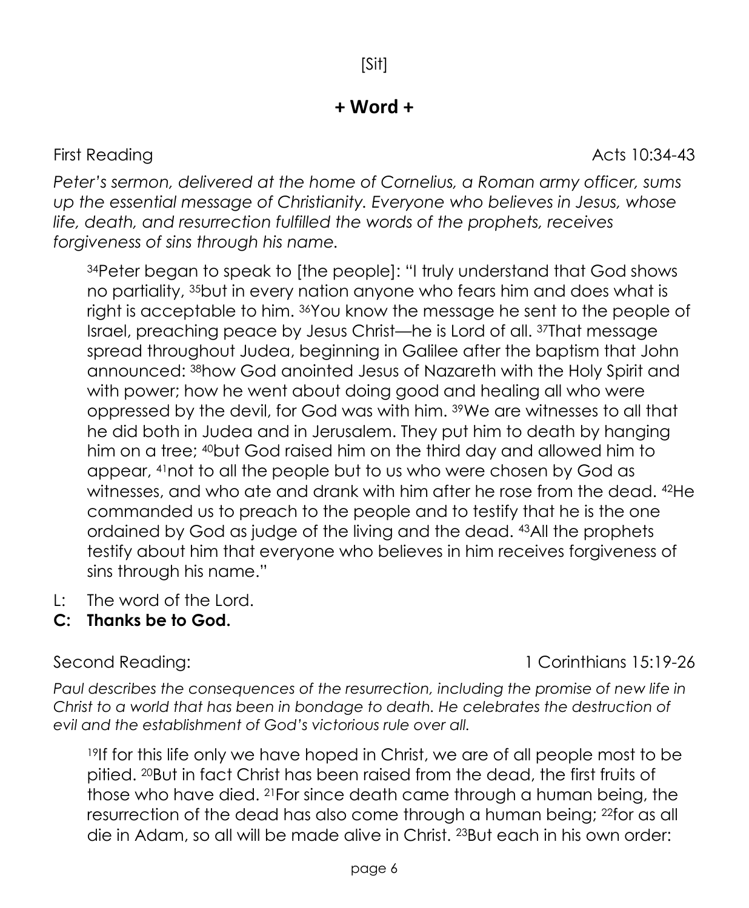[Sit]

## + Word +

First Reading Acts 10:34-43

*Peter's sermon, delivered at the home of Cornelius, a Roman army officer, sums up the essential message of Christianity. Everyone who believes in Jesus, whose life, death, and resurrection fulfilled the words of the prophets, receives forgiveness of sins through his name.*

> [34]Peter began to speak to [the people]: "I truly understand that God shows no partiality, [35]but in every nation anyone who fears him and does what is right is acceptable to him. [36]You know the message he sent to the people of Israel, preaching peace by Jesus Christ—he is Lord of all. [37]That message spread throughout Judea, beginning in Galilee after the baptism that John announced: [38]how God anointed Jesus of Nazareth with the Holy Spirit and with power; how he went about doing good and healing all who were oppressed by the devil, for God was with him. [39]We are witnesses to all that he did both in Judea and in Jerusalem. They put him to death by hanging him on a tree; [40]but God raised him on the third day and allowed him to appear, [41]not to all the people but to us who were chosen by God as witnesses, and who ate and drank with him after he rose from the dead. [42]He commanded us to preach to the people and to testify that he is the one ordained by God as judge of the living and the dead. [43]All the prophets testify about him that everyone who believes in him receives forgiveness of sins through his name."

L: The word of the Lord.
**C: Thanks be to God.**

Second Reading: 1 Corinthians 15:19-26

*Paul describes the consequences of the resurrection, including the promise of new life in Christ to a world that has been in bondage to death. He celebrates the destruction of evil and the establishment of God's victorious rule over all.*

> [19]If for this life only we have hoped in Christ, we are of all people most to be pitied. [20]But in fact Christ has been raised from the dead, the first fruits of those who have died. [21]For since death came through a human being, the resurrection of the dead has also come through a human being; [22]for as all die in Adam, so all will be made alive in Christ. [23]But each in his own order: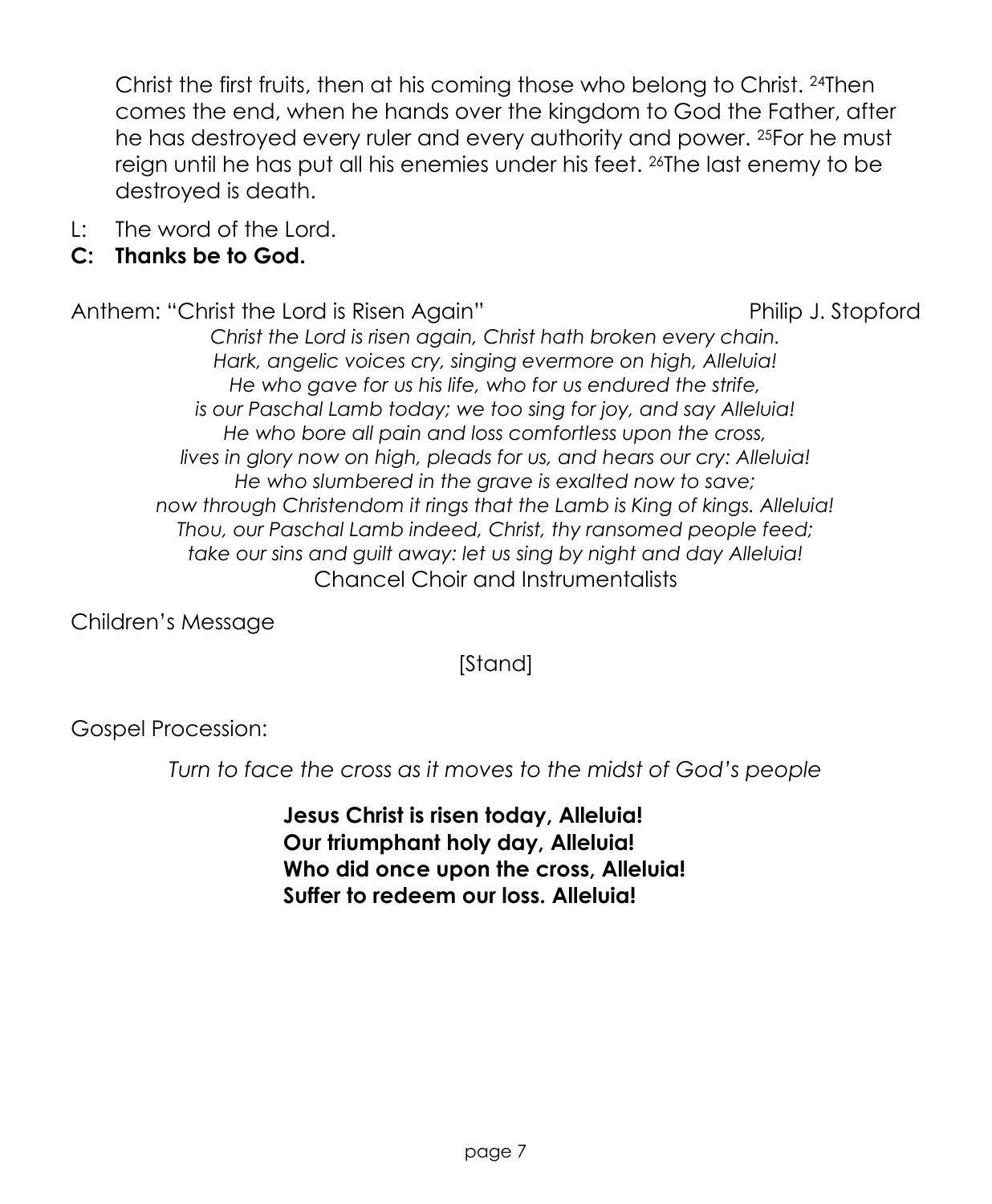Christ the first fruits, then at his coming those who belong to Christ. [24]Then comes the end, when he hands over the kingdom to God the Father, after he has destroyed every ruler and every authority and power. [25]For he must reign until he has put all his enemies under his feet. [26]The last enemy to be destroyed is death.

L: The word of the Lord.

**C: Thanks be to God.**

Anthem: "Christ the Lord is Risen Again" Philip J. Stopford

*Christ the Lord is risen again, Christ hath broken every chain.*
*Hark, angelic voices cry, singing evermore on high, Alleluia!*
*He who gave for us his life, who for us endured the strife,*
*is our Paschal Lamb today; we too sing for joy, and say Alleluia!*
*He who bore all pain and loss comfortless upon the cross,*
*lives in glory now on high, pleads for us, and hears our cry: Alleluia!*
*He who slumbered in the grave is exalted now to save;*
*now through Christendom it rings that the Lamb is King of kings. Alleluia!*
*Thou, our Paschal Lamb indeed, Christ, thy ransomed people feed;*
*take our sins and guilt away: let us sing by night and day Alleluia!*

Chancel Choir and Instrumentalists

Children's Message

[Stand]

Gospel Procession:

*Turn to face the cross as it moves to the midst of God's people*

**Jesus Christ is risen today, Alleluia!**
**Our triumphant holy day, Alleluia!**
**Who did once upon the cross, Alleluia!**
**Suffer to redeem our loss. Alleluia!**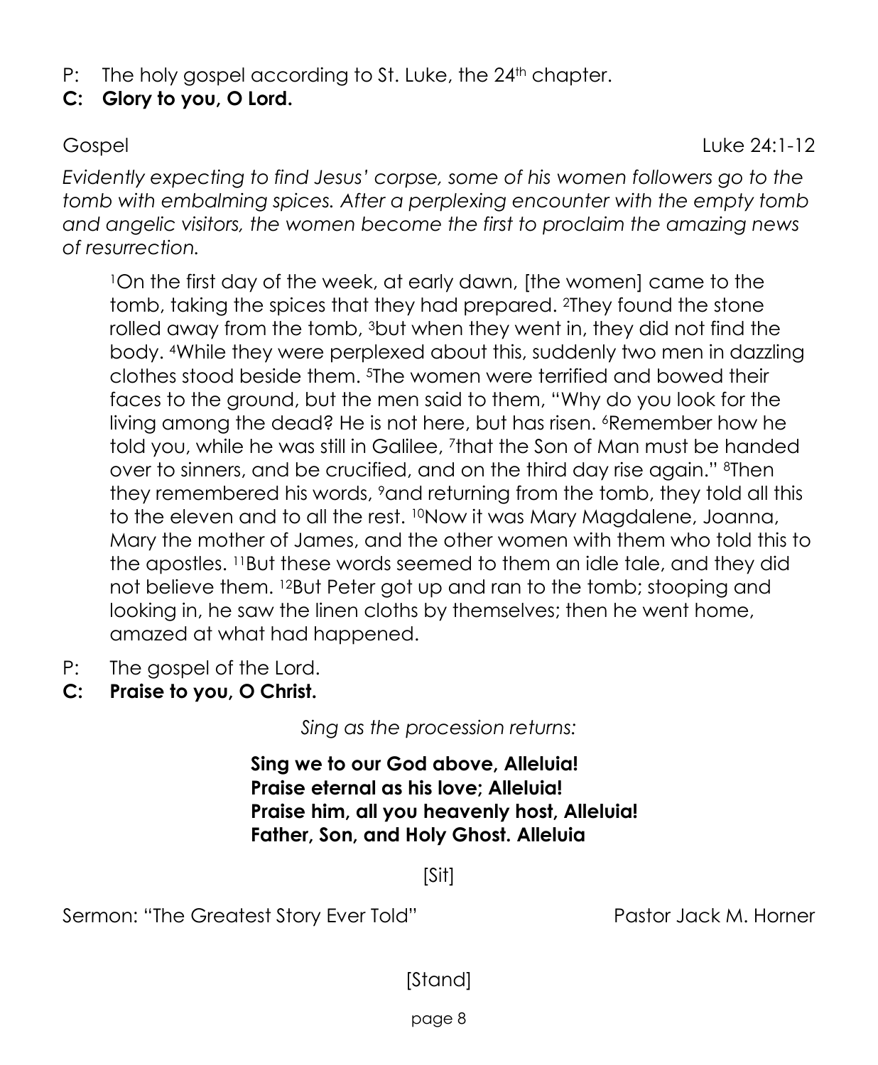P: The holy gospel according to St. Luke, the 24th chapter.

**C: Glory to you, O Lord.**

Gospel Luke 24:1-12

*Evidently expecting to find Jesus' corpse, some of his women followers go to the tomb with embalming spices. After a perplexing encounter with the empty tomb and angelic visitors, the women become the first to proclaim the amazing news of resurrection.*

> [1]On the first day of the week, at early dawn, [the women] came to the tomb, taking the spices that they had prepared. [2]They found the stone rolled away from the tomb, [3]but when they went in, they did not find the body. [4]While they were perplexed about this, suddenly two men in dazzling clothes stood beside them. [5]The women were terrified and bowed their faces to the ground, but the men said to them, "Why do you look for the living among the dead? He is not here, but has risen. [6]Remember how he told you, while he was still in Galilee, [7]that the Son of Man must be handed over to sinners, and be crucified, and on the third day rise again." [8]Then they remembered his words, [9]and returning from the tomb, they told all this to the eleven and to all the rest. [10]Now it was Mary Magdalene, Joanna, Mary the mother of James, and the other women with them who told this to the apostles. [11]But these words seemed to them an idle tale, and they did not believe them. [12]But Peter got up and ran to the tomb; stooping and looking in, he saw the linen cloths by themselves; then he went home, amazed at what had happened.

P: The gospel of the Lord.

**C: Praise to you, O Christ.**

*Sing as the procession returns:*

**Sing we to our God above, Alleluia!**
**Praise eternal as his love; Alleluia!**
**Praise him, all you heavenly host, Alleluia!**
**Father, Son, and Holy Ghost. Alleluia**

[Sit]

Sermon: "The Greatest Story Ever Told" Pastor Jack M. Horner

[Stand]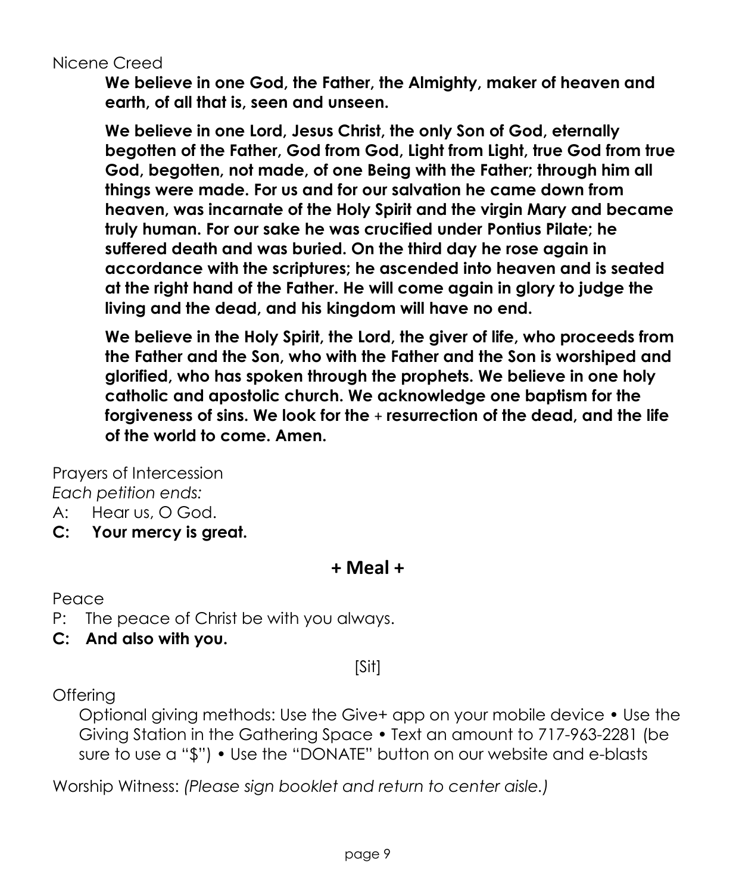Nicene Creed

**We believe in one God, the Father, the Almighty, maker of heaven and earth, of all that is, seen and unseen.**

**We believe in one Lord, Jesus Christ, the only Son of God, eternally begotten of the Father, God from God, Light from Light, true God from true God, begotten, not made, of one Being with the Father; through him all things were made. For us and for our salvation he came down from heaven, was incarnate of the Holy Spirit and the virgin Mary and became truly human. For our sake he was crucified under Pontius Pilate; he suffered death and was buried. On the third day he rose again in accordance with the scriptures; he ascended into heaven and is seated at the right hand of the Father. He will come again in glory to judge the living and the dead, and his kingdom will have no end.**

**We believe in the Holy Spirit, the Lord, the giver of life, who proceeds from the Father and the Son, who with the Father and the Son is worshiped and glorified, who has spoken through the prophets. We believe in one holy catholic and apostolic church. We acknowledge one baptism for the forgiveness of sins. We look for the + resurrection of the dead, and the life of the world to come. Amen.**

Prayers of Intercession

*Each petition ends:*

A: Hear us, O God.

**C: Your mercy is great.**

## + Meal +

Peace

P: The peace of Christ be with you always.

**C: And also with you.**

[Sit]

Offering

Optional giving methods: Use the Give+ app on your mobile device • Use the Giving Station in the Gathering Space • Text an amount to 717-963-2281 (be sure to use a "$") • Use the "DONATE" button on our website and e-blasts

Worship Witness: *(Please sign booklet and return to center aisle.)*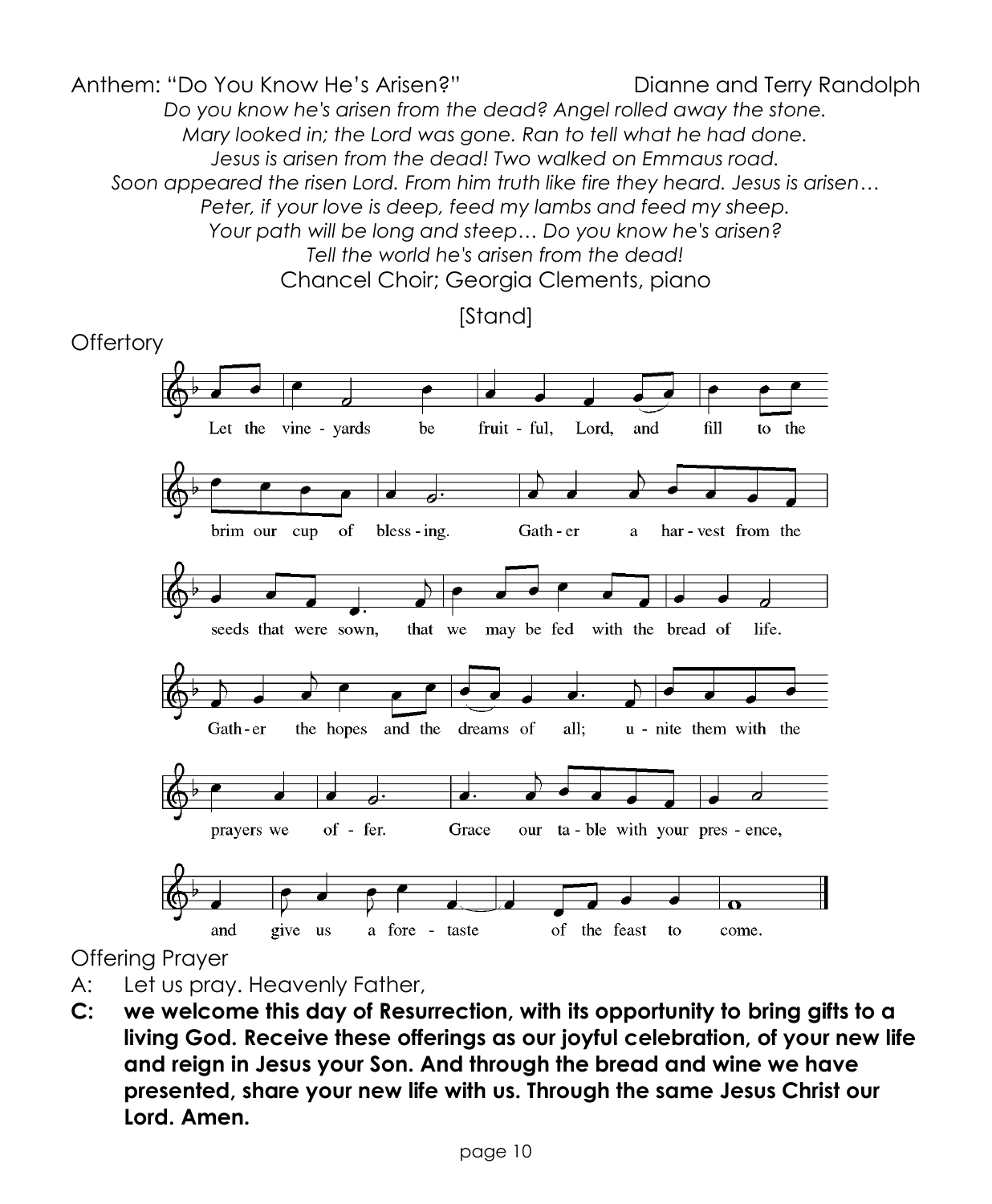Anthem: "Do You Know He's Arisen?" Dianne and Terry Randolph

*Do you know he's arisen from the dead? Angel rolled away the stone.*
*Mary looked in; the Lord was gone. Ran to tell what he had done.*
*Jesus is arisen from the dead! Two walked on Emmaus road.*
*Soon appeared the risen Lord. From him truth like fire they heard. Jesus is arisen…*
*Peter, if your love is deep, feed my lambs and feed my sheep.*
*Your path will be long and steep… Do you know he's arisen?*
*Tell the world he's arisen from the dead!*

Chancel Choir; Georgia Clements, piano

[Stand]

Offertory

Let the vineyards be fruitful, Lord, and fill to the brim our cup of blessing. Gather a harvest from the seeds that were sown, that we may be fed with the bread of life. Gather the hopes and the dreams of all; unite them with the prayers we offer. Grace our table with your presence, and give us a foretaste of the feast to come.

Offering Prayer

A: Let us pray. Heavenly Father,

**C: we welcome this day of Resurrection, with its opportunity to bring gifts to a living God. Receive these offerings as our joyful celebration, of your new life and reign in Jesus your Son. And through the bread and wine we have presented, share your new life with us. Through the same Jesus Christ our Lord. Amen.**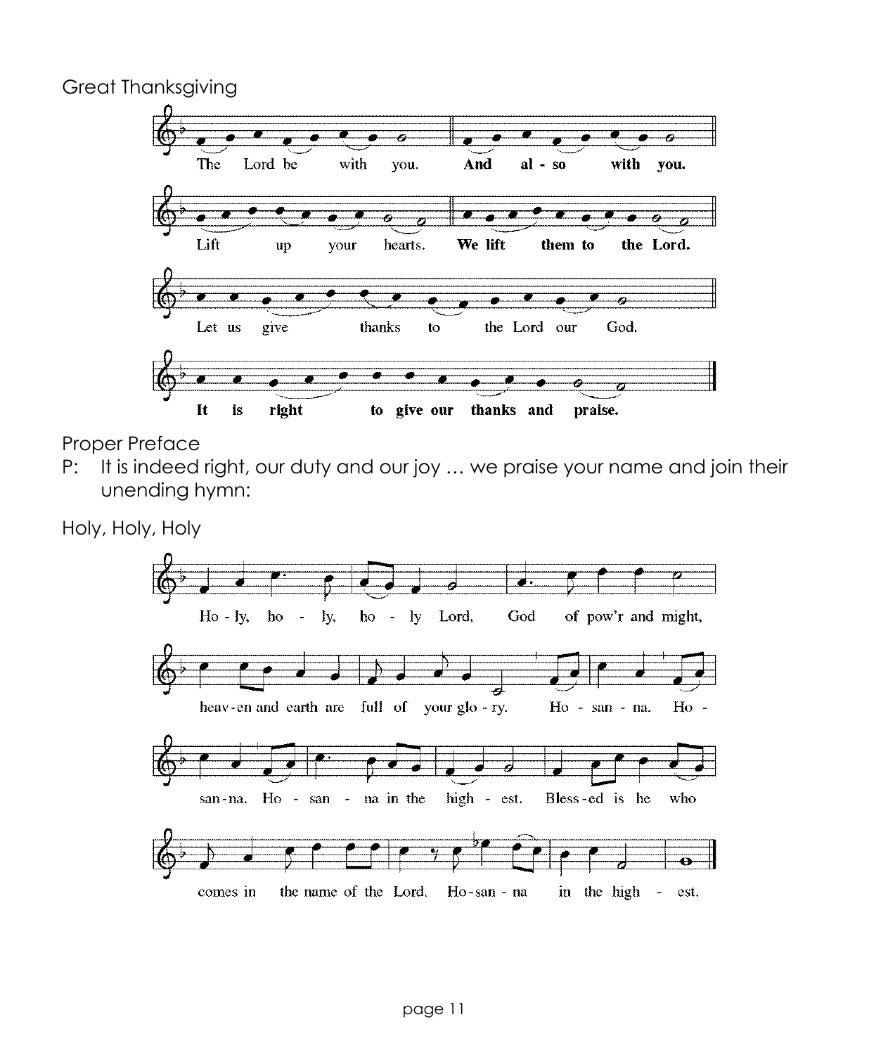Great Thanksgiving

The Lord be with you. **And also with you.**

Lift up your hearts. **We lift them to the Lord.**

Let us give thanks to the Lord our God.

**It is right to give our thanks and praise.**

Proper Preface

P: It is indeed right, our duty and our joy … we praise your name and join their unending hymn:

Holy, Holy, Holy

Holy, holy, holy Lord, God of pow'r and might, heaven and earth are full of your glory. Hosanna. Hosanna. Hosanna in the highest. Blessed is he who comes in the name of the Lord. Hosanna in the highest.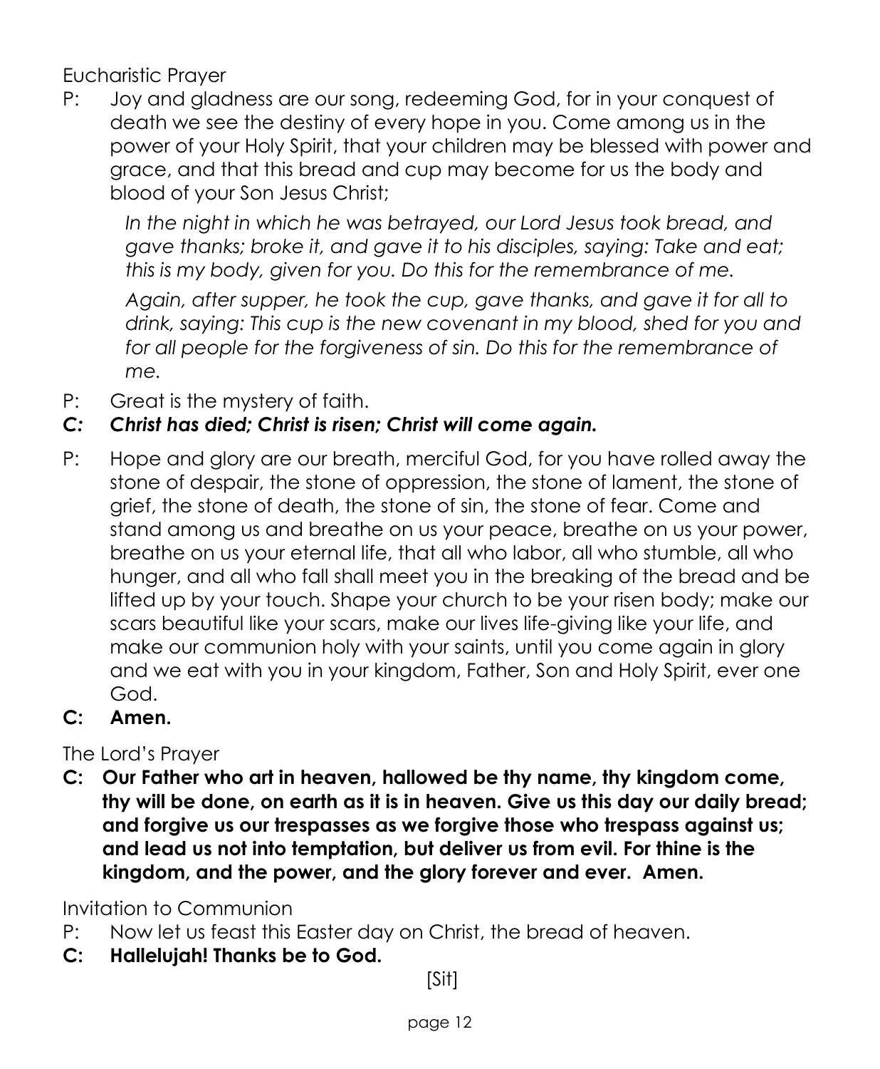Eucharistic Prayer

P: Joy and gladness are our song, redeeming God, for in your conquest of death we see the destiny of every hope in you. Come among us in the power of your Holy Spirit, that your children may be blessed with power and grace, and that this bread and cup may become for us the body and blood of your Son Jesus Christ;

*In the night in which he was betrayed, our Lord Jesus took bread, and gave thanks; broke it, and gave it to his disciples, saying: Take and eat; this is my body, given for you. Do this for the remembrance of me.*

*Again, after supper, he took the cup, gave thanks, and gave it for all to drink, saying: This cup is the new covenant in my blood, shed for you and for all people for the forgiveness of sin. Do this for the remembrance of me.*

P: Great is the mystery of faith.

***C: Christ has died; Christ is risen; Christ will come again.***

P: Hope and glory are our breath, merciful God, for you have rolled away the stone of despair, the stone of oppression, the stone of lament, the stone of grief, the stone of death, the stone of sin, the stone of fear. Come and stand among us and breathe on us your peace, breathe on us your power, breathe on us your eternal life, that all who labor, all who stumble, all who hunger, and all who fall shall meet you in the breaking of the bread and be lifted up by your touch. Shape your church to be your risen body; make our scars beautiful like your scars, make our lives life-giving like your life, and make our communion holy with your saints, until you come again in glory and we eat with you in your kingdom, Father, Son and Holy Spirit, ever one God.

**C: Amen.**

The Lord's Prayer

**C: Our Father who art in heaven, hallowed be thy name, thy kingdom come, thy will be done, on earth as it is in heaven. Give us this day our daily bread; and forgive us our trespasses as we forgive those who trespass against us; and lead us not into temptation, but deliver us from evil. For thine is the kingdom, and the power, and the glory forever and ever. Amen.**

Invitation to Communion

P: Now let us feast this Easter day on Christ, the bread of heaven.

**C: Hallelujah! Thanks be to God.**

[Sit]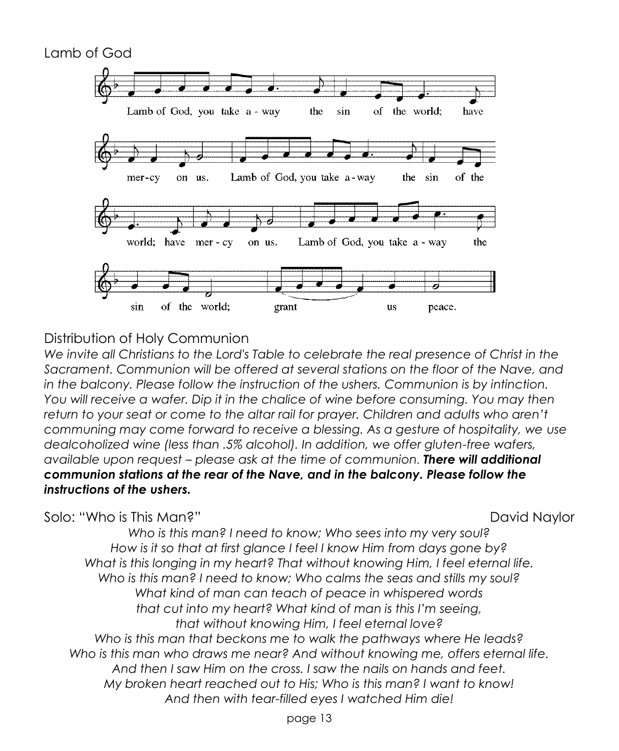## Lamb of God

Lamb of God, you take a - way the sin of the world; have mer-cy on us. Lamb of God, you take a-way the sin of the world; have mer - cy on us. Lamb of God, you take a - way the sin of the world; grant us peace.

## Distribution of Holy Communion

*We invite all Christians to the Lord's Table to celebrate the real presence of Christ in the Sacrament. Communion will be offered at several stations on the floor of the Nave, and in the balcony. Please follow the instruction of the ushers. Communion is by intinction. You will receive a wafer. Dip it in the chalice of wine before consuming. You may then return to your seat or come to the altar rail for prayer. Children and adults who aren't communing may come forward to receive a blessing. As a gesture of hospitality, we use dealcoholized wine (less than .5% alcohol). In addition, we offer gluten-free wafers, available upon request – please ask at the time of communion.* ***There will additional communion stations at the rear of the Nave, and in the balcony. Please follow the instructions of the ushers.***

Solo: "Who is This Man?" David Naylor

*Who is this man? I need to know; Who sees into my very soul?*
*How is it so that at first glance I feel I know Him from days gone by?*
*What is this longing in my heart? That without knowing Him, I feel eternal life.*
*Who is this man? I need to know; Who calms the seas and stills my soul?*
*What kind of man can teach of peace in whispered words*
*that cut into my heart? What kind of man is this I'm seeing,*
*that without knowing Him, I feel eternal love?*
*Who is this man that beckons me to walk the pathways where He leads?*
*Who is this man who draws me near? And without knowing me, offers eternal life.*
*And then I saw Him on the cross. I saw the nails on hands and feet.*
*My broken heart reached out to His; Who is this man? I want to know!*
*And then with tear-filled eyes I watched Him die!*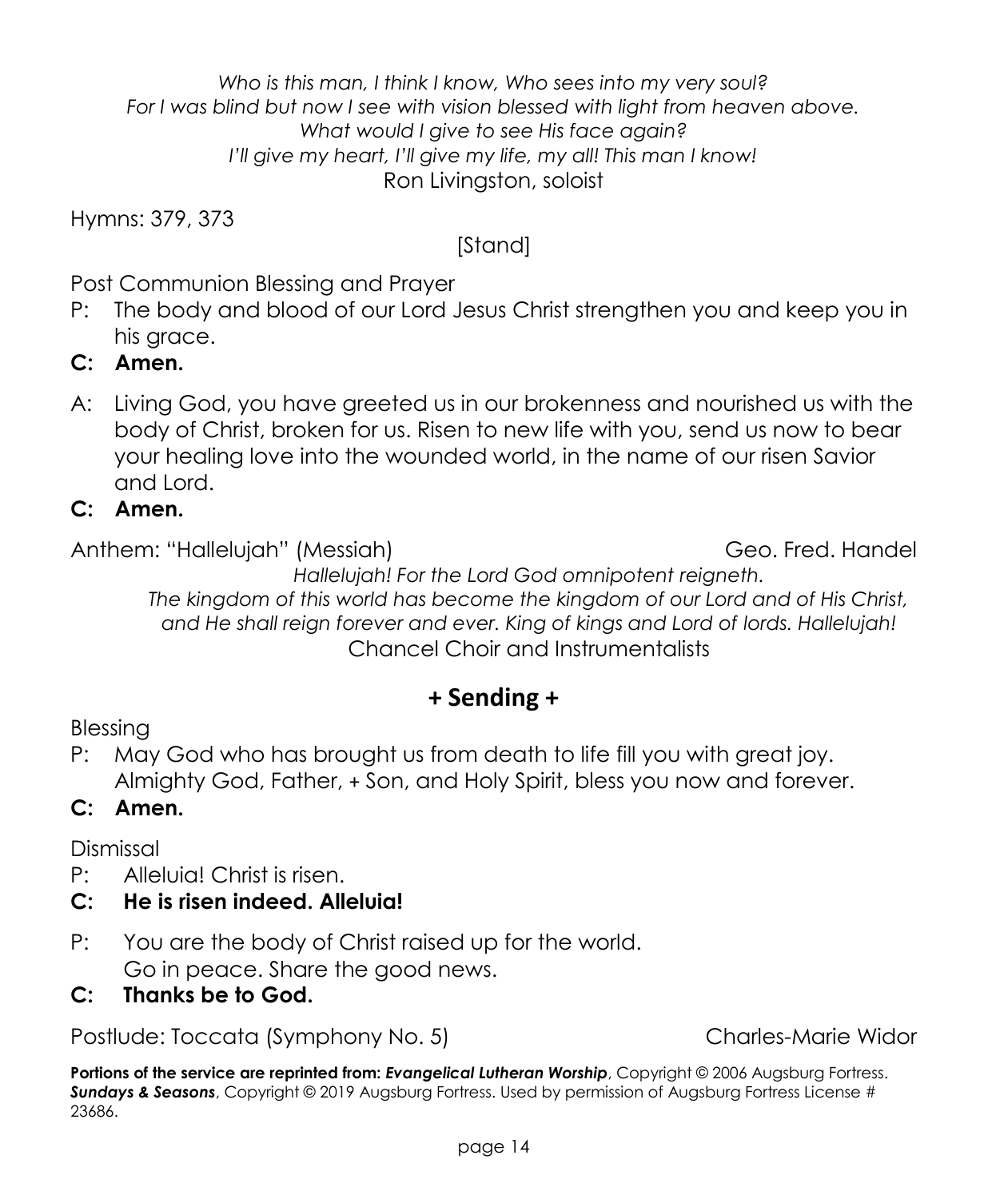*Who is this man, I think I know, Who sees into my very soul?*
*For I was blind but now I see with vision blessed with light from heaven above.*
*What would I give to see His face again?*
*I'll give my heart, I'll give my life, my all! This man I know!*
Ron Livingston, soloist

Hymns: 379, 373

[Stand]

Post Communion Blessing and Prayer

P: The body and blood of our Lord Jesus Christ strengthen you and keep you in his grace.

**C: Amen.**

A: Living God, you have greeted us in our brokenness and nourished us with the body of Christ, broken for us. Risen to new life with you, send us now to bear your healing love into the wounded world, in the name of our risen Savior and Lord.

**C: Amen.**

Anthem: "Hallelujah" (Messiah) Geo. Fred. Handel

*Hallelujah! For the Lord God omnipotent reigneth.*
*The kingdom of this world has become the kingdom of our Lord and of His Christ, and He shall reign forever and ever. King of kings and Lord of lords. Hallelujah!*
Chancel Choir and Instrumentalists

## + Sending +

Blessing

P: May God who has brought us from death to life fill you with great joy. Almighty God, Father, + Son, and Holy Spirit, bless you now and forever.

**C: Amen.**

Dismissal

P: Alleluia! Christ is risen.

**C: He is risen indeed. Alleluia!**

P: You are the body of Christ raised up for the world. Go in peace. Share the good news.

**C: Thanks be to God.**

Postlude: Toccata (Symphony No. 5) Charles-Marie Widor

**Portions of the service are reprinted from:** ***Evangelical Lutheran Worship***, Copyright © 2006 Augsburg Fortress. ***Sundays & Seasons***, Copyright © 2019 Augsburg Fortress. Used by permission of Augsburg Fortress License # 23686.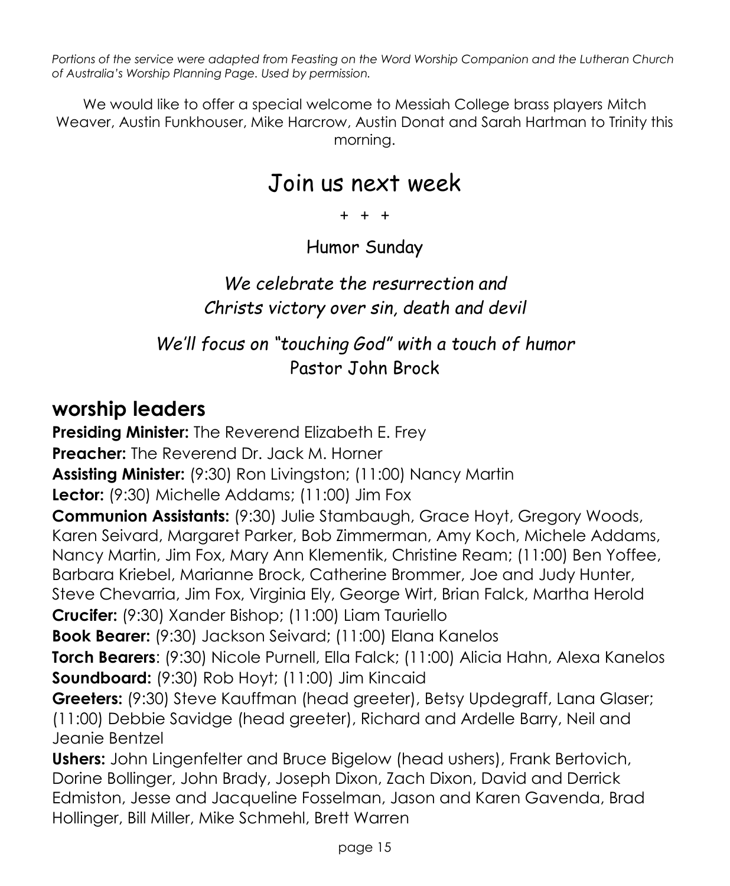*Portions of the service were adapted from Feasting on the Word Worship Companion and the Lutheran Church of Australia's Worship Planning Page. Used by permission.*

We would like to offer a special welcome to Messiah College brass players Mitch Weaver, Austin Funkhouser, Mike Harcrow, Austin Donat and Sarah Hartman to Trinity this morning.

# Join us next week

\+ + +

Humor Sunday

*We celebrate the resurrection and*
*Christs victory over sin, death and devil*

*We'll focus on "touching God" with a touch of humor*
Pastor John Brock

## worship leaders

**Presiding Minister:** The Reverend Elizabeth E. Frey
**Preacher:** The Reverend Dr. Jack M. Horner
**Assisting Minister:** (9:30) Ron Livingston; (11:00) Nancy Martin
**Lector:** (9:30) Michelle Addams; (11:00) Jim Fox
**Communion Assistants:** (9:30) Julie Stambaugh, Grace Hoyt, Gregory Woods, Karen Seivard, Margaret Parker, Bob Zimmerman, Amy Koch, Michele Addams, Nancy Martin, Jim Fox, Mary Ann Klementik, Christine Ream; (11:00) Ben Yoffee, Barbara Kriebel, Marianne Brock, Catherine Brommer, Joe and Judy Hunter, Steve Chevarria, Jim Fox, Virginia Ely, George Wirt, Brian Falck, Martha Herold
**Crucifer:** (9:30) Xander Bishop; (11:00) Liam Tauriello
**Book Bearer:** (9:30) Jackson Seivard; (11:00) Elana Kanelos
**Torch Bearers**: (9:30) Nicole Purnell, Ella Falck; (11:00) Alicia Hahn, Alexa Kanelos
**Soundboard:** (9:30) Rob Hoyt; (11:00) Jim Kincaid
**Greeters:** (9:30) Steve Kauffman (head greeter), Betsy Updegraff, Lana Glaser; (11:00) Debbie Savidge (head greeter), Richard and Ardelle Barry, Neil and Jeanie Bentzel
**Ushers:** John Lingenfelter and Bruce Bigelow (head ushers), Frank Bertovich, Dorine Bollinger, John Brady, Joseph Dixon, Zach Dixon, David and Derrick Edmiston, Jesse and Jacqueline Fosselman, Jason and Karen Gavenda, Brad Hollinger, Bill Miller, Mike Schmehl, Brett Warren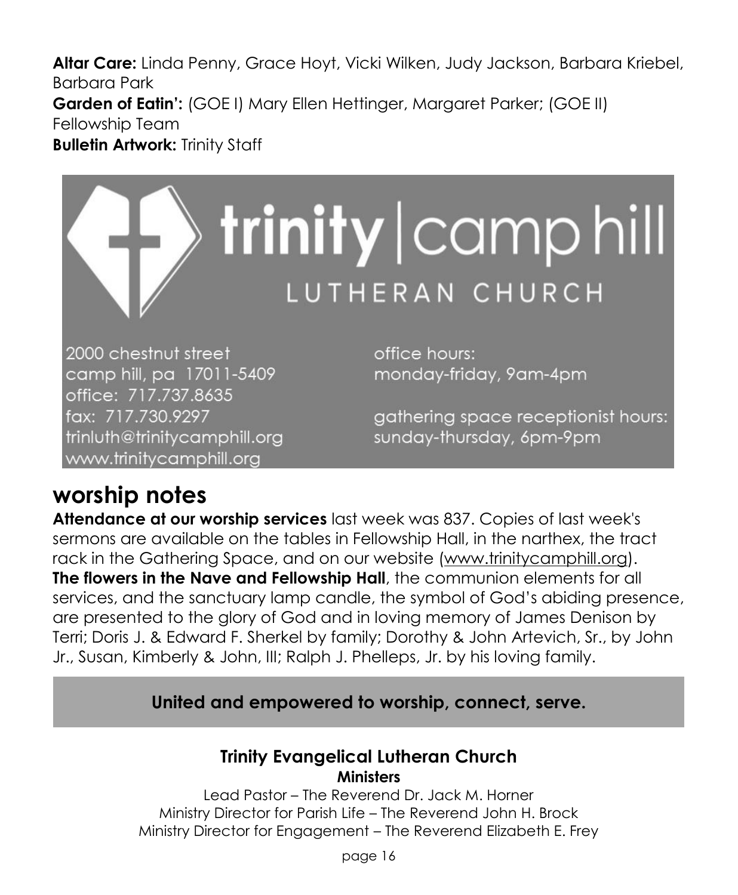**Altar Care:** Linda Penny, Grace Hoyt, Vicki Wilken, Judy Jackson, Barbara Kriebel, Barbara Park
**Garden of Eatin':** (GOE I) Mary Ellen Hettinger, Margaret Parker; (GOE II) Fellowship Team
**Bulletin Artwork:** Trinity Staff

trinity | camp hill
LUTHERAN CHURCH

2000 chestnut street
camp hill, pa 17011-5409
office: 717.737.8635
fax: 717.730.9297
trinluth@trinitycamphill.org
www.trinitycamphill.org

office hours:
monday-friday, 9am-4pm

gathering space receptionist hours:
sunday-thursday, 6pm-9pm

## worship notes

**Attendance at our worship services** last week was 837. Copies of last week's sermons are available on the tables in Fellowship Hall, in the narthex, the tract rack in the Gathering Space, and on our website (www.trinitycamphill.org).
**The flowers in the Nave and Fellowship Hall**, the communion elements for all services, and the sanctuary lamp candle, the symbol of God's abiding presence, are presented to the glory of God and in loving memory of James Denison by Terri; Doris J. & Edward F. Sherkel by family; Dorothy & John Artevich, Sr., by John Jr., Susan, Kimberly & John, III; Ralph J. Phelleps, Jr. by his loving family.

**United and empowered to worship, connect, serve.**

### Trinity Evangelical Lutheran Church

**Ministers**

Lead Pastor – The Reverend Dr. Jack M. Horner
Ministry Director for Parish Life – The Reverend John H. Brock
Ministry Director for Engagement – The Reverend Elizabeth E. Frey